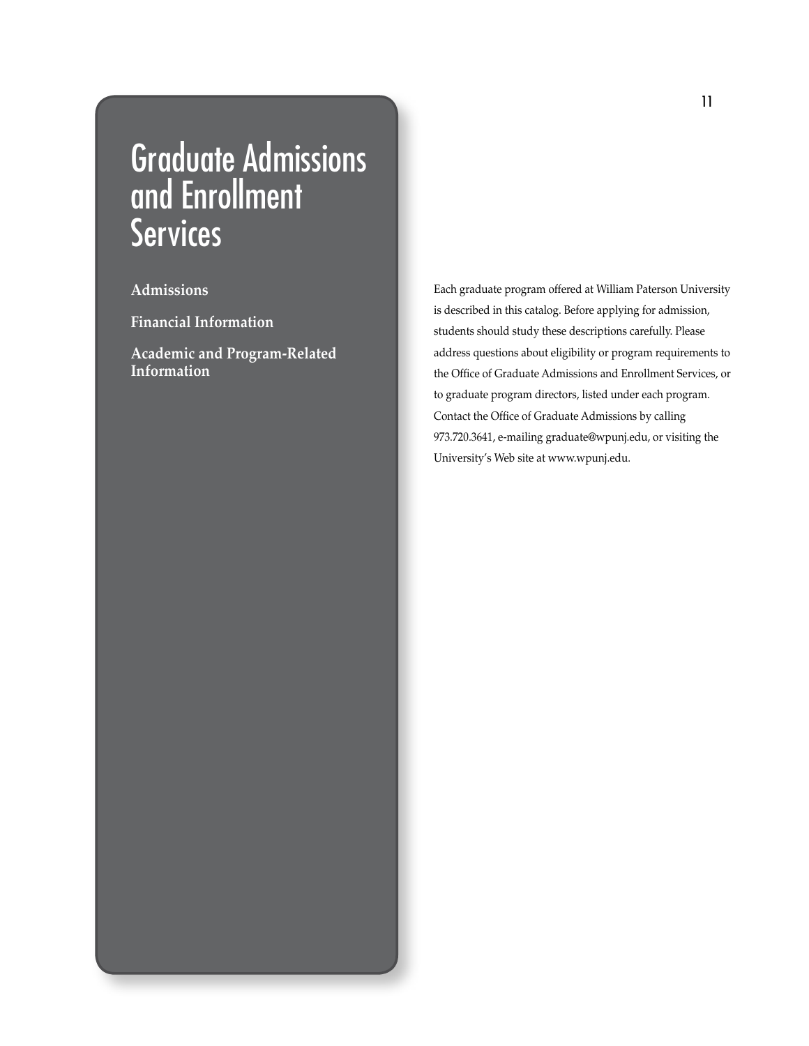# Graduate Admissions and Enrollment Services

**Admissions**

**Financial Information**

**Academic and Program-Related Information**

Each graduate program offered at William Paterson University is described in this catalog. Before applying for admission, students should study these descriptions carefully. Please address questions about eligibility or program requirements to the Office of Graduate Admissions and Enrollment Services, or to graduate program directors, listed under each program. Contact the Office of Graduate Admissions by calling 973.720.3641, e-mailing graduate@wpunj.edu, or visiting the University's Web site at www.wpunj.edu.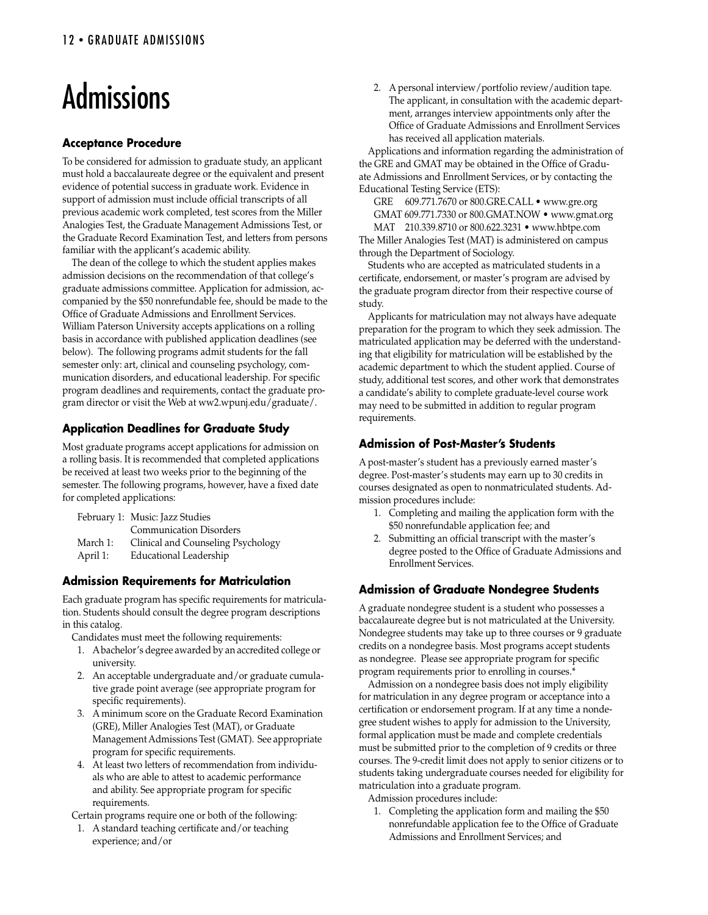# Admissions

### Acceptance Procedure

To be considered for admission to graduate study, an applicant must hold a baccalaureate degree or the equivalent and present evidence of potential success in graduate work. Evidence in support of admission must include official transcripts of all previous academic work completed, test scores from the Miller Analogies Test, the Graduate Management Admissions Test, or the Graduate Record Examination Test, and letters from persons familiar with the applicant's academic ability.

The dean of the college to which the student applies makes admission decisions on the recommendation of that college's graduate admissions committee. Application for admission, accompanied by the $50 nonrefundable fee, should be made to the Office of Graduate Admissions and Enrollment Services. William Paterson University accepts applications on a rolling basis in accordance with published application deadlines (see below). The following programs admit students for the fall semester only: art, clinical and counseling psychology, communication disorders, and educational leadership. For specific program deadlines and requirements, contact the graduate program director or visit the Web at ww2.wpunj.edu/graduate/.

### Application Deadlines for Graduate Study

Most graduate programs accept applications for admission on a rolling basis. It is recommended that completed applications be received at least two weeks prior to the beginning of the semester. The following programs, however, have a fixed date for completed applications:

| | |
|---|---|
| February 1: | Music: Jazz Studies |
| | Communication Disorders |
| March 1: | Clinical and Counseling Psychology |
| April 1: | Educational Leadership |

### Admission Requirements for Matriculation

Each graduate program has specific requirements for matriculation. Students should consult the degree program descriptions in this catalog.

Candidates must meet the following requirements:

1. A bachelor's degree awarded by an accredited college or university.
2. An acceptable undergraduate and/or graduate cumulative grade point average (see appropriate program for specific requirements).
3. A minimum score on the Graduate Record Examination (GRE), Miller Analogies Test (MAT), or Graduate Management Admissions Test (GMAT). See appropriate program for specific requirements.
4. At least two letters of recommendation from individuals who are able to attest to academic performance and ability. See appropriate program for specific requirements.

Certain programs require one or both of the following:

1. A standard teaching certificate and/or teaching experience; and/or
2. A personal interview/portfolio review/audition tape. The applicant, in consultation with the academic department, arranges interview appointments only after the Office of Graduate Admissions and Enrollment Services has received all application materials.

Applications and information regarding the administration of the GRE and GMAT may be obtained in the Office of Graduate Admissions and Enrollment Services, or by contacting the Educational Testing Service (ETS):

GRE 609.771.7670 or 800.GRE.CALL • www.gre.org
GMAT 609.771.7330 or 800.GMAT.NOW • www.gmat.org
MAT 210.339.8710 or 800.622.3231 • www.hbtpe.com

The Miller Analogies Test (MAT) is administered on campus through the Department of Sociology.

Students who are accepted as matriculated students in a certificate, endorsement, or master's program are advised by the graduate program director from their respective course of study.

Applicants for matriculation may not always have adequate preparation for the program to which they seek admission. The matriculated application may be deferred with the understanding that eligibility for matriculation will be established by the academic department to which the student applied. Course of study, additional test scores, and other work that demonstrates a candidate's ability to complete graduate-level course work may need to be submitted in addition to regular program requirements.

### Admission of Post-Master's Students

A post-master's student has a previously earned master's degree. Post-master's students may earn up to 30 credits in courses designated as open to nonmatriculated students. Admission procedures include:

1. Completing and mailing the application form with the $50 nonrefundable application fee; and
2. Submitting an official transcript with the master's degree posted to the Office of Graduate Admissions and Enrollment Services.

### Admission of Graduate Nondegree Students

A graduate nondegree student is a student who possesses a baccalaureate degree but is not matriculated at the University. Nondegree students may take up to three courses or 9 graduate credits on a nondegree basis. Most programs accept students as nondegree. Please see appropriate program for specific program requirements prior to enrolling in courses.*

Admission on a nondegree basis does not imply eligibility for matriculation in any degree program or acceptance into a certification or endorsement program. If at any time a nondegree student wishes to apply for admission to the University, formal application must be made and complete credentials must be submitted prior to the completion of 9 credits or three courses. The 9-credit limit does not apply to senior citizens or to students taking undergraduate courses needed for eligibility for matriculation into a graduate program.

Admission procedures include:

1. Completing the application form and mailing the $50 nonrefundable application fee to the Office of Graduate Admissions and Enrollment Services; and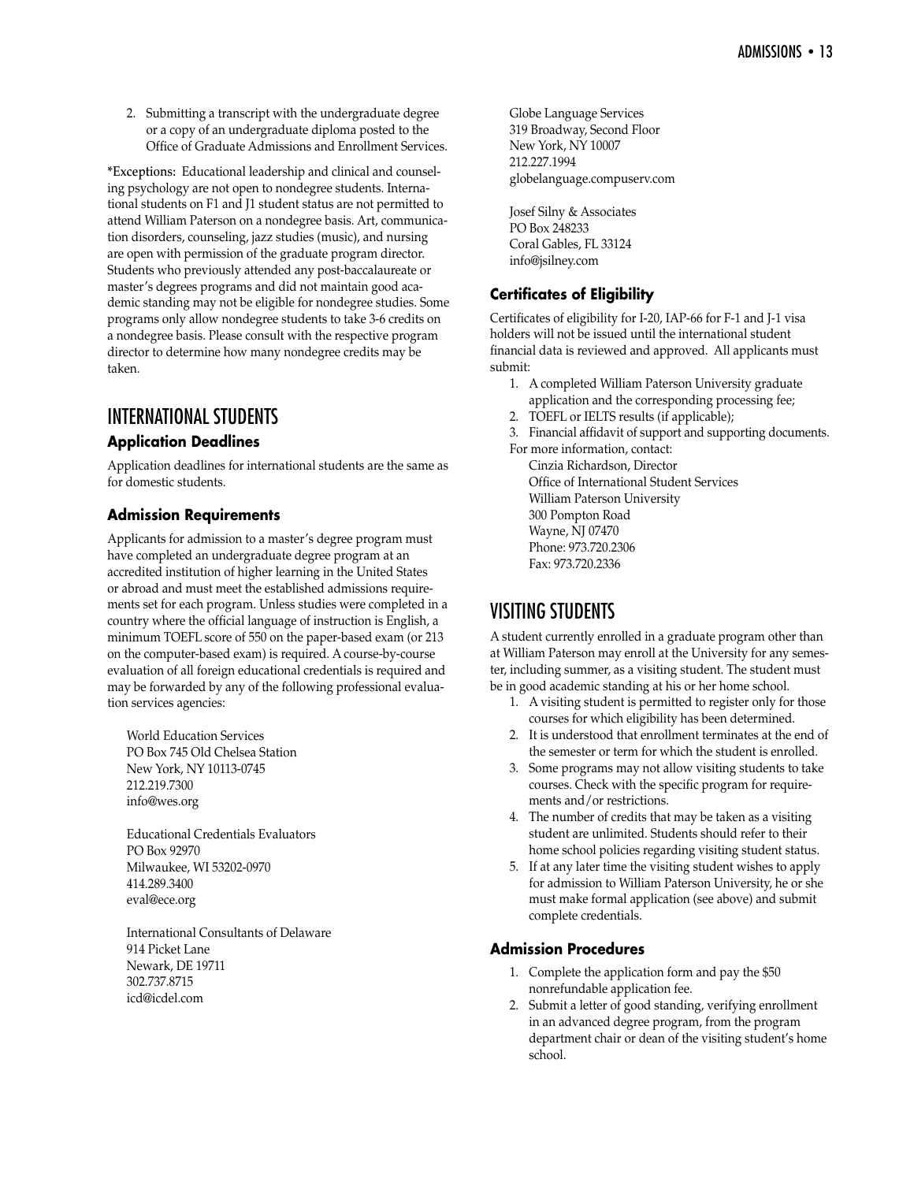2. Submitting a transcript with the undergraduate degree or a copy of an undergraduate diploma posted to the Office of Graduate Admissions and Enrollment Services.

*Exceptions: Educational leadership and clinical and counseling psychology are not open to nondegree students. International students on F1 and J1 student status are not permitted to attend William Paterson on a nondegree basis. Art, communication disorders, counseling, jazz studies (music), and nursing are open with permission of the graduate program director. Students who previously attended any post-baccalaureate or master's degrees programs and did not maintain good academic standing may not be eligible for nondegree studies. Some programs only allow nondegree students to take 3-6 credits on a nondegree basis. Please consult with the respective program director to determine how many nondegree credits may be taken.

## INTERNATIONAL STUDENTS

### Application Deadlines

Application deadlines for international students are the same as for domestic students.

### Admission Requirements

Applicants for admission to a master's degree program must have completed an undergraduate degree program at an accredited institution of higher learning in the United States or abroad and must meet the established admissions requirements set for each program. Unless studies were completed in a country where the official language of instruction is English, a minimum TOEFL score of 550 on the paper-based exam (or 213 on the computer-based exam) is required. A course-by-course evaluation of all foreign educational credentials is required and may be forwarded by any of the following professional evaluation services agencies:

World Education Services
PO Box 745 Old Chelsea Station
New York, NY 10113-0745
212.219.7300
info@wes.org

Educational Credentials Evaluators
PO Box 92970
Milwaukee, WI 53202-0970
414.289.3400
eval@ece.org

International Consultants of Delaware
914 Picket Lane
Newark, DE 19711
302.737.8715
icd@icdel.com

Globe Language Services
319 Broadway, Second Floor
New York, NY 10007
212.227.1994
globelanguage.compuserv.com

Josef Silny & Associates
PO Box 248233
Coral Gables, FL 33124
info@jsilney.com

### Certificates of Eligibility

Certificates of eligibility for I-20, IAP-66 for F-1 and J-1 visa holders will not be issued until the international student financial data is reviewed and approved. All applicants must submit:

1. A completed William Paterson University graduate application and the corresponding processing fee;
2. TOEFL or IELTS results (if applicable);
3. Financial affidavit of support and supporting documents.

For more information, contact:

Cinzia Richardson, Director
Office of International Student Services
William Paterson University
300 Pompton Road
Wayne, NJ 07470
Phone: 973.720.2306
Fax: 973.720.2336

## VISITING STUDENTS

A student currently enrolled in a graduate program other than at William Paterson may enroll at the University for any semester, including summer, as a visiting student. The student must be in good academic standing at his or her home school.

1. A visiting student is permitted to register only for those courses for which eligibility has been determined.
2. It is understood that enrollment terminates at the end of the semester or term for which the student is enrolled.
3. Some programs may not allow visiting students to take courses. Check with the specific program for requirements and/or restrictions.
4. The number of credits that may be taken as a visiting student are unlimited. Students should refer to their home school policies regarding visiting student status.
5. If at any later time the visiting student wishes to apply for admission to William Paterson University, he or she must make formal application (see above) and submit complete credentials.

### Admission Procedures

1. Complete the application form and pay the $50 nonrefundable application fee.
2. Submit a letter of good standing, verifying enrollment in an advanced degree program, from the program department chair or dean of the visiting student's home school.